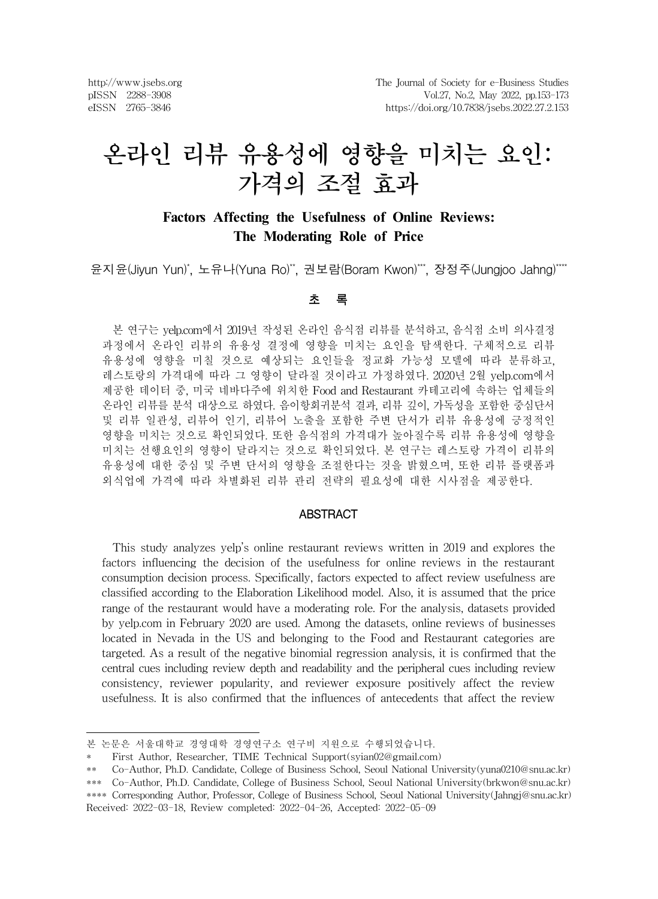# 온라인 리뷰 유용성에 영향을 미치는 요인: 가격의 조절 효과

## Factors Affecting the Usefulness of Online Reviews: The Moderating Role of Price

윤지윤(Jiyun Yun)*, 노유나(Yuna Ro)**, 권보람(Boram Kwon)***, 장정주(Jungjoo Jahng)****

### 초 록

본 연구는 yelp.com에서 2019년 작성된 온라인 음식점 리뷰를 분석하고, 음식점 소비 의사결정 과정에서 온라인 리뷰의 유용성 결정에 영향을 미치는 요인을 탐색한다. 구체적으로 리뷰 유용성에 영향을 미칠 것으로 예상되는 요인들을 정교화 가능성 모델에 따라 분류하고, 레스토랑의 가격대에 따라 그 영향이 달라질 것이라고 가정하였다. 2020년 2월 yelp.com에서 제공한 데이터 중, 미국 네바다주에 위치한 Food and Restaurant 카테고리에 속하는 업체들의 온라인 리뷰를 분석 대상으로 하였다. 음이항회귀분석 결과, 리뷰 깊이, 가독성을 포함한 중심단서 및 리뷰 일관성, 리뷰어 인기, 리뷰어 노출을 포함한 주변 단서가 리뷰 유용성에 긍정적인 영향을 미치는 것으로 확인되었다. 또한 음식점의 가격대가 높아질수록 리뷰 유용성에 영향을 미치는 선행요인의 영향이 달라지는 것으로 확인되었다. 본 연구는 레스토랑 가격이 리뷰의 유용성에 대한 중심 및 주변 단서의 영향을 조절한다는 것을 밝혔으며, 또한 리뷰 플랫폼과 외식업에 가격에 따라 차별화된 리뷰 관리 전략의 필요성에 대한 시사점을 제공한다.

### ABSTRACT

This study analyzes yelp's online restaurant reviews written in 2019 and explores the factors influencing the decision of the usefulness for online reviews in the restaurant consumption decision process. Specifically, factors expected to affect review usefulness are classified according to the Elaboration Likelihood model. Also, it is assumed that the price range of the restaurant would have a moderating role. For the analysis, datasets provided by yelp.com in February 2020 are used. Among the datasets, online reviews of businesses located in Nevada in the US and belonging to the Food and Restaurant categories are targeted. As a result of the negative binomial regression analysis, it is confirmed that the central cues including review depth and readability and the peripheral cues including review consistency, reviewer popularity, and reviewer exposure positively affect the review usefulness. It is also confirmed that the influences of antecedents that affect the review

---

본 논문은 서울대학교 경영대학 경영연구소 연구비 지원으로 수행되었습니다.

\* First Author, Researcher, TIME Technical Support(syian02@gmail.com)

\** Co-Author, Ph.D. Candidate, College of Business School, Seoul National University(yuna0210@snu.ac.kr)

\*** Co-Author, Ph.D. Candidate, College of Business School, Seoul National University(brkwon@snu.ac.kr)

\**** Corresponding Author, Professor, College of Business School, Seoul National University(Jahngj@snu.ac.kr)

Received: 2022-03-18, Review completed: 2022-04-26, Accepted: 2022-05-09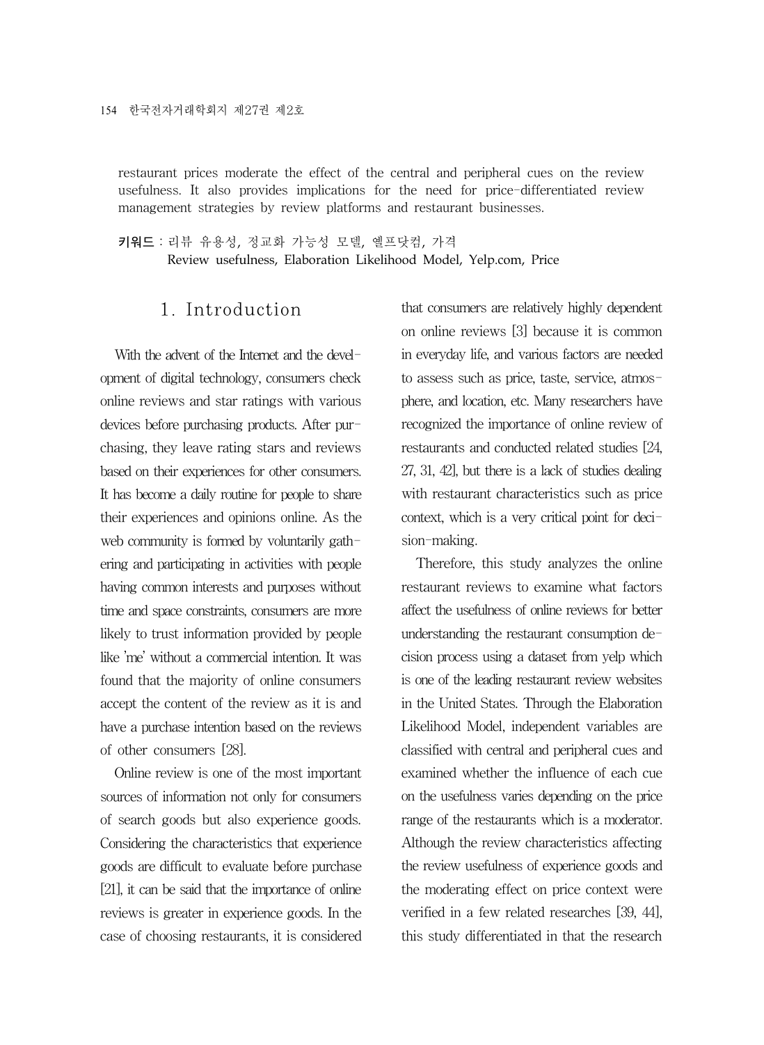restaurant prices moderate the effect of the central and peripheral cues on the review usefulness. It also provides implications for the need for price-differentiated review management strategies by review platforms and restaurant businesses.

**키워드** : 리뷰 유용성, 정교화 가능성 모델, 옐프닷컴, 가격
Review usefulness, Elaboration Likelihood Model, Yelp.com, Price

## 1. Introduction

With the advent of the Internet and the development of digital technology, consumers check online reviews and star ratings with various devices before purchasing products. After purchasing, they leave rating stars and reviews based on their experiences for other consumers. It has become a daily routine for people to share their experiences and opinions online. As the web community is formed by voluntarily gathering and participating in activities with people having common interests and purposes without time and space constraints, consumers are more likely to trust information provided by people like 'me' without a commercial intention. It was found that the majority of online consumers accept the content of the review as it is and have a purchase intention based on the reviews of other consumers [28].

Online review is one of the most important sources of information not only for consumers of search goods but also experience goods. Considering the characteristics that experience goods are difficult to evaluate before purchase [21], it can be said that the importance of online reviews is greater in experience goods. In the case of choosing restaurants, it is considered that consumers are relatively highly dependent on online reviews [3] because it is common in everyday life, and various factors are needed to assess such as price, taste, service, atmosphere, and location, etc. Many researchers have recognized the importance of online review of restaurants and conducted related studies [24, 27, 31, 42], but there is a lack of studies dealing with restaurant characteristics such as price context, which is a very critical point for decision-making.

Therefore, this study analyzes the online restaurant reviews to examine what factors affect the usefulness of online reviews for better understanding the restaurant consumption decision process using a dataset from yelp which is one of the leading restaurant review websites in the United States. Through the Elaboration Likelihood Model, independent variables are classified with central and peripheral cues and examined whether the influence of each cue on the usefulness varies depending on the price range of the restaurants which is a moderator. Although the review characteristics affecting the review usefulness of experience goods and the moderating effect on price context were verified in a few related researches [39, 44], this study differentiated in that the research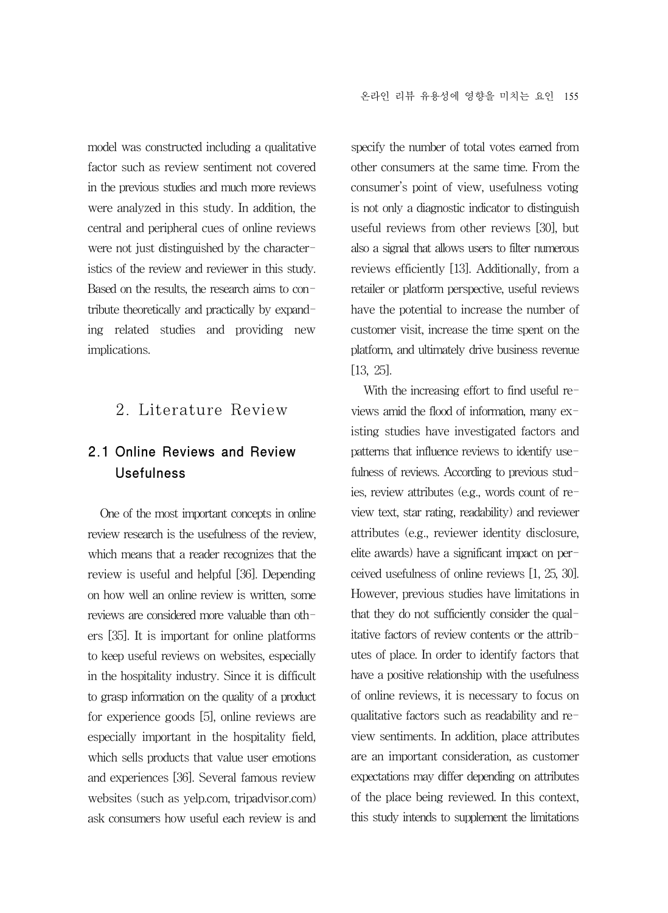model was constructed including a qualitative factor such as review sentiment not covered in the previous studies and much more reviews were analyzed in this study. In addition, the central and peripheral cues of online reviews were not just distinguished by the characteristics of the review and reviewer in this study. Based on the results, the research aims to contribute theoretically and practically by expanding related studies and providing new implications.

## 2. Literature Review

### 2.1 Online Reviews and Review Usefulness

One of the most important concepts in online review research is the usefulness of the review, which means that a reader recognizes that the review is useful and helpful [36]. Depending on how well an online review is written, some reviews are considered more valuable than others [35]. It is important for online platforms to keep useful reviews on websites, especially in the hospitality industry. Since it is difficult to grasp information on the quality of a product for experience goods [5], online reviews are especially important in the hospitality field, which sells products that value user emotions and experiences [36]. Several famous review websites (such as yelp.com, tripadvisor.com) ask consumers how useful each review is and specify the number of total votes earned from other consumers at the same time. From the consumer's point of view, usefulness voting is not only a diagnostic indicator to distinguish useful reviews from other reviews [30], but also a signal that allows users to filter numerous reviews efficiently [13]. Additionally, from a retailer or platform perspective, useful reviews have the potential to increase the number of customer visit, increase the time spent on the platform, and ultimately drive business revenue [13, 25].

With the increasing effort to find useful reviews amid the flood of information, many existing studies have investigated factors and patterns that influence reviews to identify usefulness of reviews. According to previous studies, review attributes (e.g., words count of review text, star rating, readability) and reviewer attributes (e.g., reviewer identity disclosure, elite awards) have a significant impact on perceived usefulness of online reviews [1, 25, 30]. However, previous studies have limitations in that they do not sufficiently consider the qualitative factors of review contents or the attributes of place. In order to identify factors that have a positive relationship with the usefulness of online reviews, it is necessary to focus on qualitative factors such as readability and review sentiments. In addition, place attributes are an important consideration, as customer expectations may differ depending on attributes of the place being reviewed. In this context, this study intends to supplement the limitations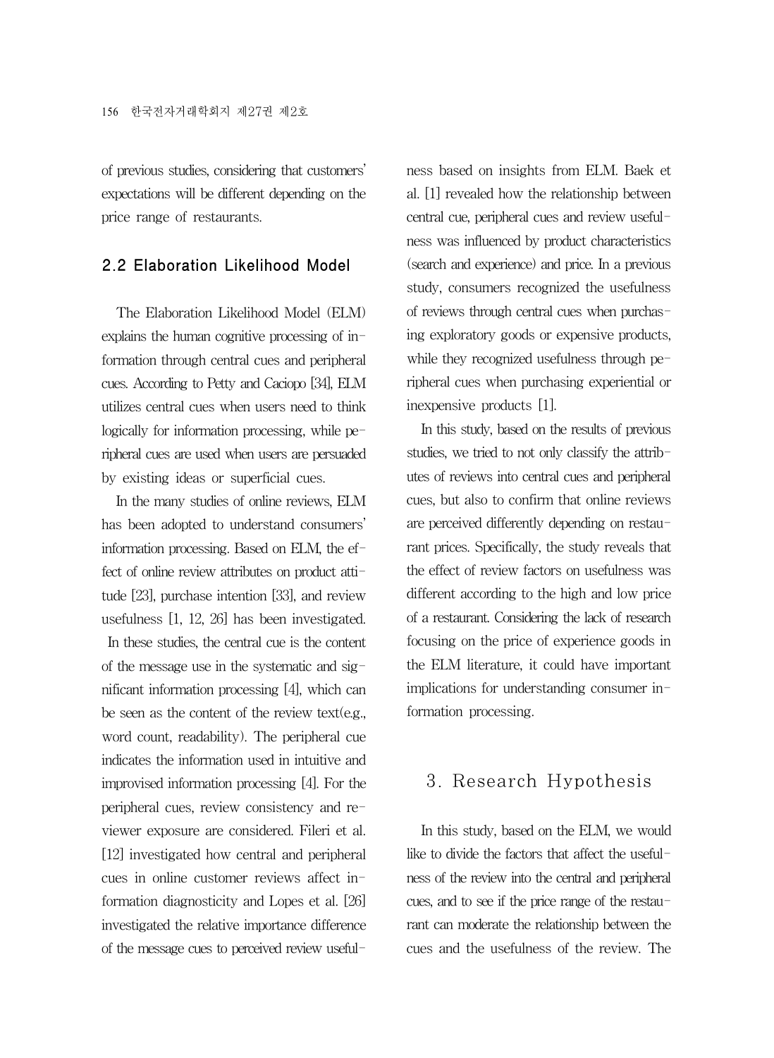of previous studies, considering that customers' expectations will be different depending on the price range of restaurants.

## 2.2 Elaboration Likelihood Model

The Elaboration Likelihood Model (ELM) explains the human cognitive processing of information through central cues and peripheral cues. According to Petty and Caciopo [34], ELM utilizes central cues when users need to think logically for information processing, while peripheral cues are used when users are persuaded by existing ideas or superficial cues.

In the many studies of online reviews, ELM has been adopted to understand consumers' information processing. Based on ELM, the effect of online review attributes on product attitude [23], purchase intention [33], and review usefulness [1, 12, 26] has been investigated. In these studies, the central cue is the content of the message use in the systematic and significant information processing [4], which can be seen as the content of the review text(e.g., word count, readability). The peripheral cue indicates the information used in intuitive and improvised information processing [4]. For the peripheral cues, review consistency and reviewer exposure are considered. Fileri et al. [12] investigated how central and peripheral cues in online customer reviews affect information diagnosticity and Lopes et al. [26] investigated the relative importance difference of the message cues to perceived review usefulness based on insights from ELM. Baek et al. [1] revealed how the relationship between central cue, peripheral cues and review usefulness was influenced by product characteristics (search and experience) and price. In a previous study, consumers recognized the usefulness of reviews through central cues when purchasing exploratory goods or expensive products, while they recognized usefulness through peripheral cues when purchasing experiential or inexpensive products [1].

In this study, based on the results of previous studies, we tried to not only classify the attributes of reviews into central cues and peripheral cues, but also to confirm that online reviews are perceived differently depending on restaurant prices. Specifically, the study reveals that the effect of review factors on usefulness was different according to the high and low price of a restaurant. Considering the lack of research focusing on the price of experience goods in the ELM literature, it could have important implications for understanding consumer information processing.

# 3. Research Hypothesis

In this study, based on the ELM, we would like to divide the factors that affect the usefulness of the review into the central and peripheral cues, and to see if the price range of the restaurant can moderate the relationship between the cues and the usefulness of the review. The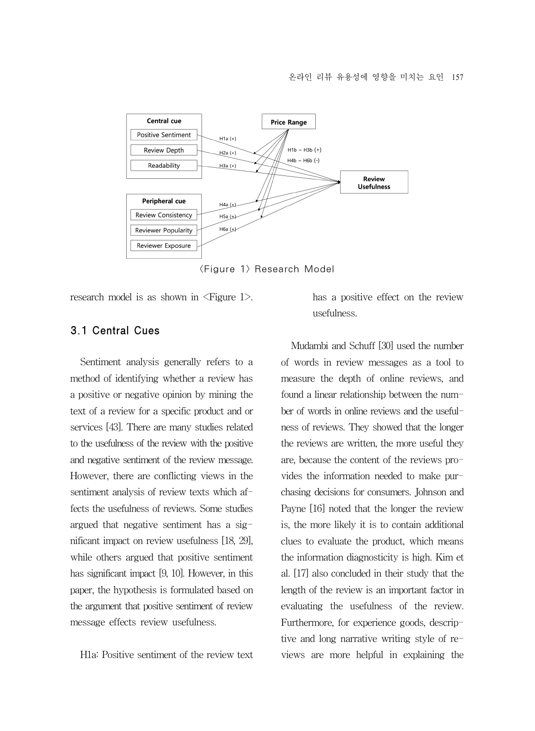〈Figure 1〉 Research Model

research model is as shown in <Figure 1>.

## 3.1 Central Cues

Sentiment analysis generally refers to a method of identifying whether a review has a positive or negative opinion by mining the text of a review for a specific product and or services [43]. There are many studies related to the usefulness of the review with the positive and negative sentiment of the review message. However, there are conflicting views in the sentiment analysis of review texts which affects the usefulness of reviews. Some studies argued that negative sentiment has a significant impact on review usefulness [18, 29], while others argued that positive sentiment has significant impact [9, 10]. However, in this paper, the hypothesis is formulated based on the argument that positive sentiment of review message effects review usefulness.

H1a: Positive sentiment of the review text has a positive effect on the review usefulness.

Mudambi and Schuff [30] used the number of words in review messages as a tool to measure the depth of online reviews, and found a linear relationship between the number of words in online reviews and the usefulness of reviews. They showed that the longer the reviews are written, the more useful they are, because the content of the reviews provides the information needed to make purchasing decisions for consumers. Johnson and Payne [16] noted that the longer the review is, the more likely it is to contain additional clues to evaluate the product, which means the information diagnosticity is high. Kim et al. [17] also concluded in their study that the length of the review is an important factor in evaluating the usefulness of the review. Furthermore, for experience goods, descriptive and long narrative writing style of reviews are more helpful in explaining the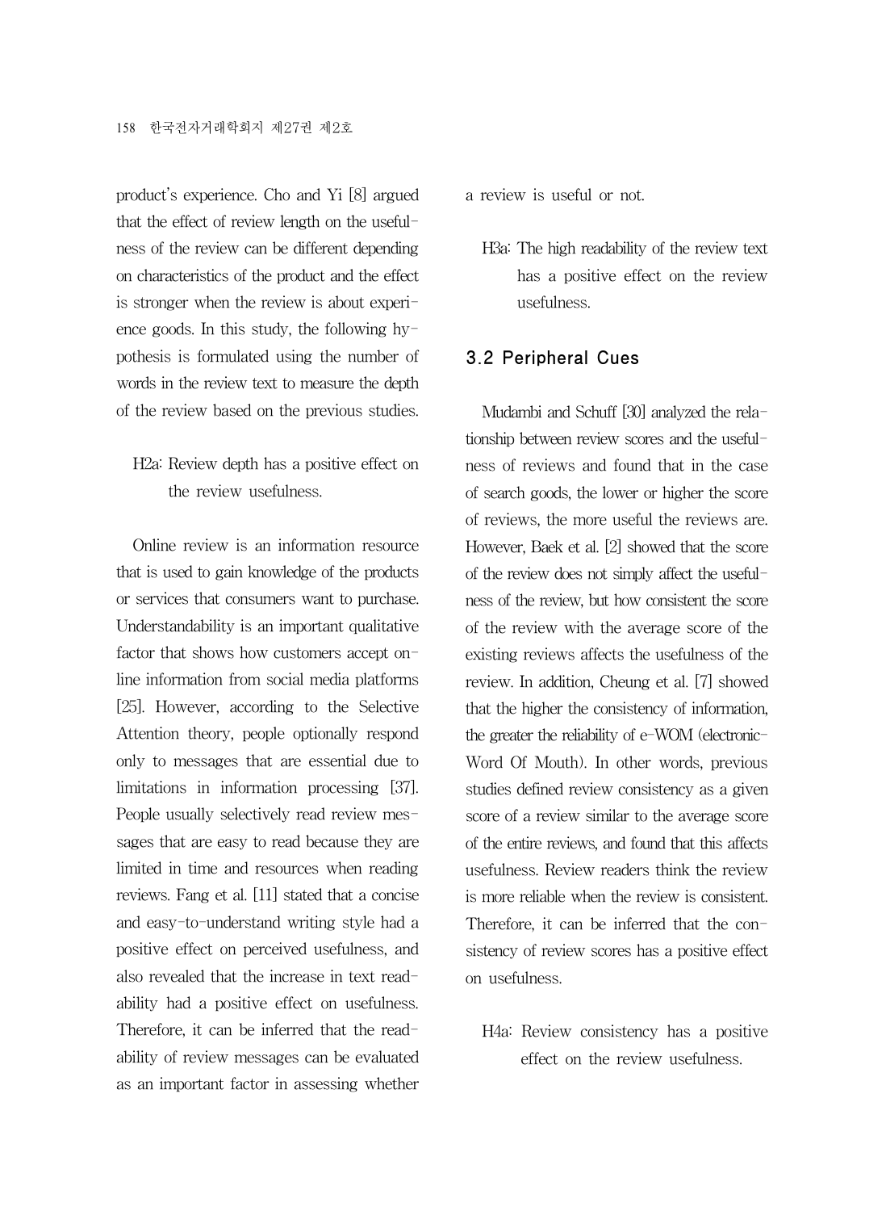product's experience. Cho and Yi [8] argued that the effect of review length on the usefulness of the review can be different depending on characteristics of the product and the effect is stronger when the review is about experience goods. In this study, the following hypothesis is formulated using the number of words in the review text to measure the depth of the review based on the previous studies.

H2a: Review depth has a positive effect on the review usefulness.

Online review is an information resource that is used to gain knowledge of the products or services that consumers want to purchase. Understandability is an important qualitative factor that shows how customers accept online information from social media platforms [25]. However, according to the Selective Attention theory, people optionally respond only to messages that are essential due to limitations in information processing [37]. People usually selectively read review messages that are easy to read because they are limited in time and resources when reading reviews. Fang et al. [11] stated that a concise and easy-to-understand writing style had a positive effect on perceived usefulness, and also revealed that the increase in text readability had a positive effect on usefulness. Therefore, it can be inferred that the readability of review messages can be evaluated as an important factor in assessing whether a review is useful or not.

H3a: The high readability of the review text has a positive effect on the review usefulness.

### 3.2 Peripheral Cues

Mudambi and Schuff [30] analyzed the relationship between review scores and the usefulness of reviews and found that in the case of search goods, the lower or higher the score of reviews, the more useful the reviews are. However, Baek et al. [2] showed that the score of the review does not simply affect the usefulness of the review, but how consistent the score of the review with the average score of the existing reviews affects the usefulness of the review. In addition, Cheung et al. [7] showed that the higher the consistency of information, the greater the reliability of e-WOM (electronic-Word Of Mouth). In other words, previous studies defined review consistency as a given score of a review similar to the average score of the entire reviews, and found that this affects usefulness. Review readers think the review is more reliable when the review is consistent. Therefore, it can be inferred that the consistency of review scores has a positive effect on usefulness.

H4a: Review consistency has a positive effect on the review usefulness.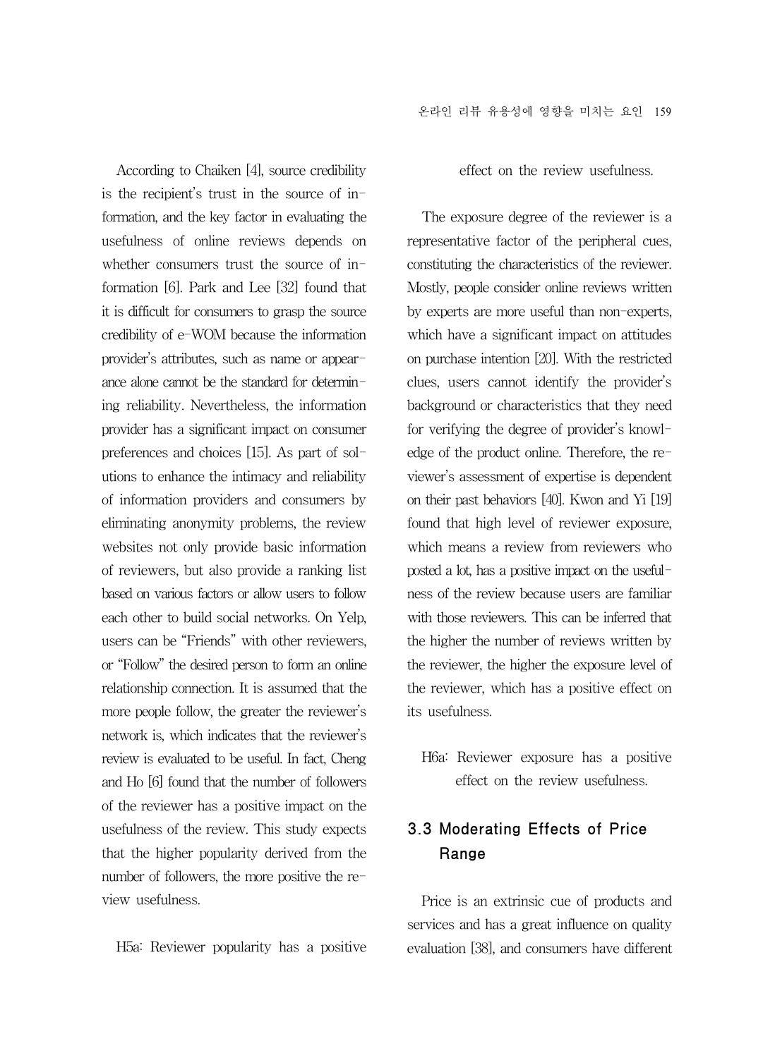According to Chaiken [4], source credibility is the recipient's trust in the source of information, and the key factor in evaluating the usefulness of online reviews depends on whether consumers trust the source of information [6]. Park and Lee [32] found that it is difficult for consumers to grasp the source credibility of e-WOM because the information provider's attributes, such as name or appearance alone cannot be the standard for determining reliability. Nevertheless, the information provider has a significant impact on consumer preferences and choices [15]. As part of solutions to enhance the intimacy and reliability of information providers and consumers by eliminating anonymity problems, the review websites not only provide basic information of reviewers, but also provide a ranking list based on various factors or allow users to follow each other to build social networks. On Yelp, users can be "Friends" with other reviewers, or "Follow" the desired person to form an online relationship connection. It is assumed that the more people follow, the greater the reviewer's network is, which indicates that the reviewer's review is evaluated to be useful. In fact, Cheng and Ho [6] found that the number of followers of the reviewer has a positive impact on the usefulness of the review. This study expects that the higher popularity derived from the number of followers, the more positive the review usefulness.

H5a: Reviewer popularity has a positive effect on the review usefulness.

The exposure degree of the reviewer is a representative factor of the peripheral cues, constituting the characteristics of the reviewer. Mostly, people consider online reviews written by experts are more useful than non-experts, which have a significant impact on attitudes on purchase intention [20]. With the restricted clues, users cannot identify the provider's background or characteristics that they need for verifying the degree of provider's knowledge of the product online. Therefore, the reviewer's assessment of expertise is dependent on their past behaviors [40]. Kwon and Yi [19] found that high level of reviewer exposure, which means a review from reviewers who posted a lot, has a positive impact on the usefulness of the review because users are familiar with those reviewers. This can be inferred that the higher the number of reviews written by the reviewer, the higher the exposure level of the reviewer, which has a positive effect on its usefulness.

H6a: Reviewer exposure has a positive effect on the review usefulness.

### 3.3 Moderating Effects of Price Range

Price is an extrinsic cue of products and services and has a great influence on quality evaluation [38], and consumers have different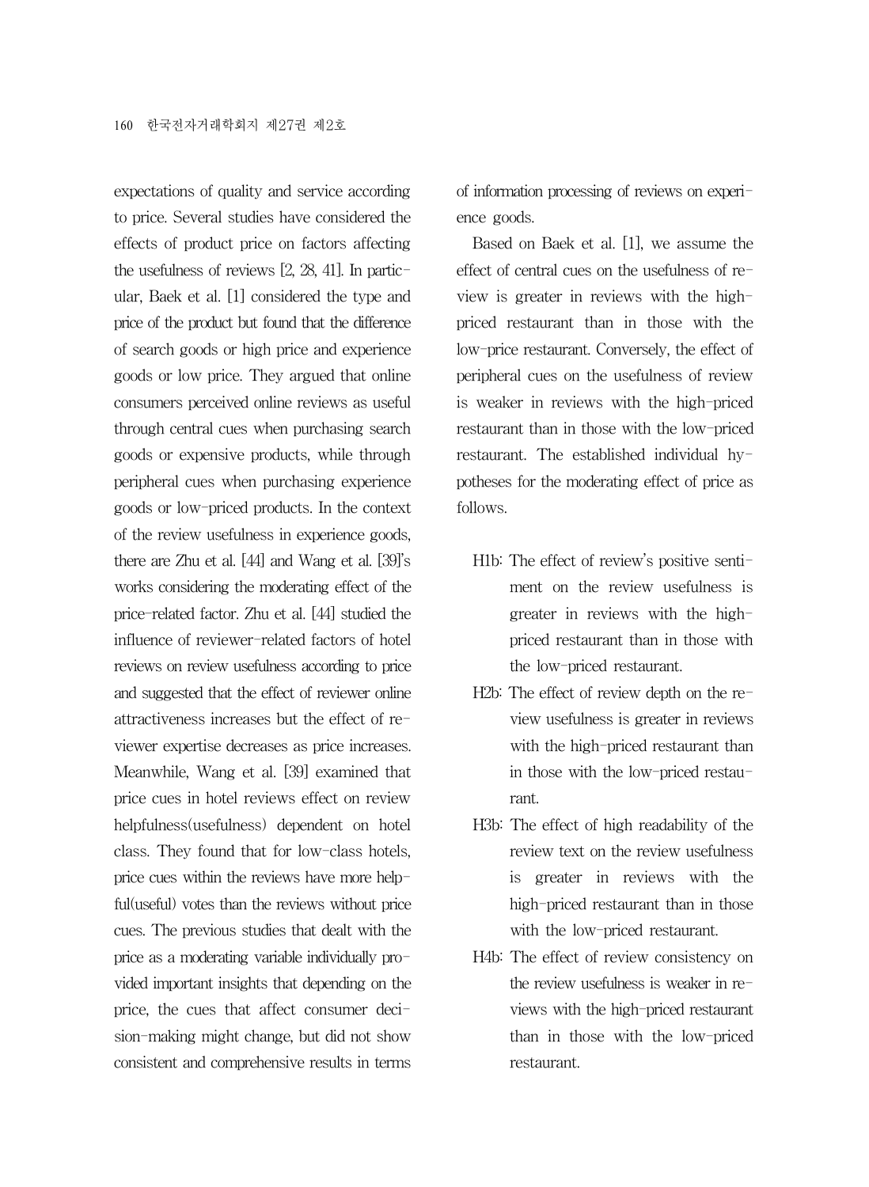expectations of quality and service according to price. Several studies have considered the effects of product price on factors affecting the usefulness of reviews [2, 28, 41]. In particular, Baek et al. [1] considered the type and price of the product but found that the difference of search goods or high price and experience goods or low price. They argued that online consumers perceived online reviews as useful through central cues when purchasing search goods or expensive products, while through peripheral cues when purchasing experience goods or low-priced products. In the context of the review usefulness in experience goods, there are Zhu et al. [44] and Wang et al. [39]'s works considering the moderating effect of the price-related factor. Zhu et al. [44] studied the influence of reviewer-related factors of hotel reviews on review usefulness according to price and suggested that the effect of reviewer online attractiveness increases but the effect of reviewer expertise decreases as price increases. Meanwhile, Wang et al. [39] examined that price cues in hotel reviews effect on review helpfulness(usefulness) dependent on hotel class. They found that for low-class hotels, price cues within the reviews have more helpful(useful) votes than the reviews without price cues. The previous studies that dealt with the price as a moderating variable individually provided important insights that depending on the price, the cues that affect consumer decision-making might change, but did not show consistent and comprehensive results in terms of information processing of reviews on experience goods.

Based on Baek et al. [1], we assume the effect of central cues on the usefulness of review is greater in reviews with the high-priced restaurant than in those with the low-price restaurant. Conversely, the effect of peripheral cues on the usefulness of review is weaker in reviews with the high-priced restaurant than in those with the low-priced restaurant. The established individual hypotheses for the moderating effect of price as follows.

- H1b: The effect of review's positive sentiment on the review usefulness is greater in reviews with the high-priced restaurant than in those with the low-priced restaurant.
- H2b: The effect of review depth on the review usefulness is greater in reviews with the high-priced restaurant than in those with the low-priced restaurant.
- H3b: The effect of high readability of the review text on the review usefulness is greater in reviews with the high-priced restaurant than in those with the low-priced restaurant.
- H4b: The effect of review consistency on the review usefulness is weaker in reviews with the high-priced restaurant than in those with the low-priced restaurant.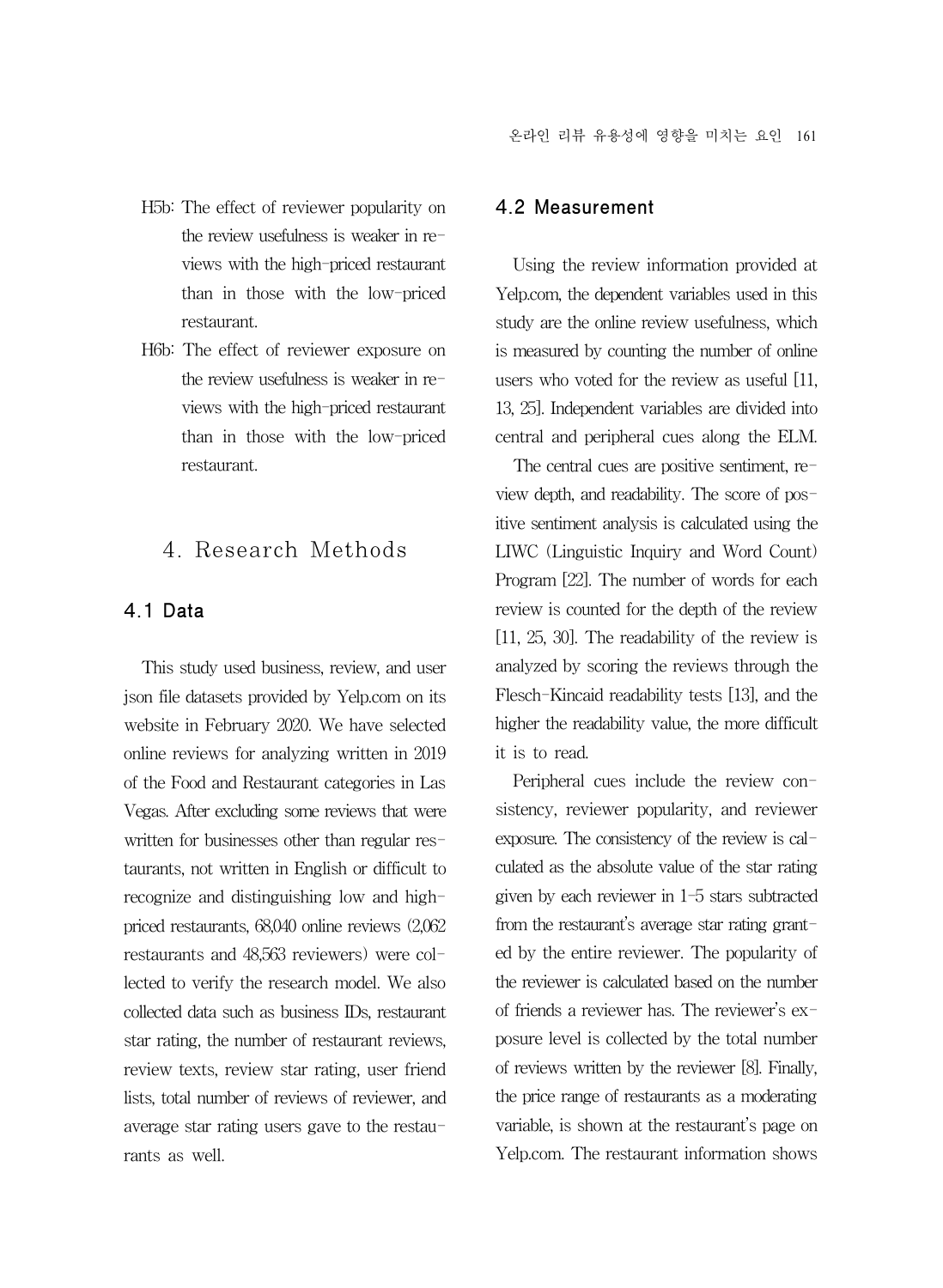H5b: The effect of reviewer popularity on the review usefulness is weaker in reviews with the high-priced restaurant than in those with the low-priced restaurant.

H6b: The effect of reviewer exposure on the review usefulness is weaker in reviews with the high-priced restaurant than in those with the low-priced restaurant.

# 4. Research Methods

## 4.1 Data

This study used business, review, and user json file datasets provided by Yelp.com on its website in February 2020. We have selected online reviews for analyzing written in 2019 of the Food and Restaurant categories in Las Vegas. After excluding some reviews that were written for businesses other than regular restaurants, not written in English or difficult to recognize and distinguishing low and high-priced restaurants, 68,040 online reviews (2,062 restaurants and 48,563 reviewers) were collected to verify the research model. We also collected data such as business IDs, restaurant star rating, the number of restaurant reviews, review texts, review star rating, user friend lists, total number of reviews of reviewer, and average star rating users gave to the restaurants as well.

## 4.2 Measurement

Using the review information provided at Yelp.com, the dependent variables used in this study are the online review usefulness, which is measured by counting the number of online users who voted for the review as useful [11, 13, 25]. Independent variables are divided into central and peripheral cues along the ELM.

The central cues are positive sentiment, review depth, and readability. The score of positive sentiment analysis is calculated using the LIWC (Linguistic Inquiry and Word Count) Program [22]. The number of words for each review is counted for the depth of the review [11, 25, 30]. The readability of the review is analyzed by scoring the reviews through the Flesch-Kincaid readability tests [13], and the higher the readability value, the more difficult it is to read.

Peripheral cues include the review consistency, reviewer popularity, and reviewer exposure. The consistency of the review is calculated as the absolute value of the star rating given by each reviewer in 1-5 stars subtracted from the restaurant's average star rating granted by the entire reviewer. The popularity of the reviewer is calculated based on the number of friends a reviewer has. The reviewer's exposure level is collected by the total number of reviews written by the reviewer [8]. Finally, the price range of restaurants as a moderating variable, is shown at the restaurant's page on Yelp.com. The restaurant information shows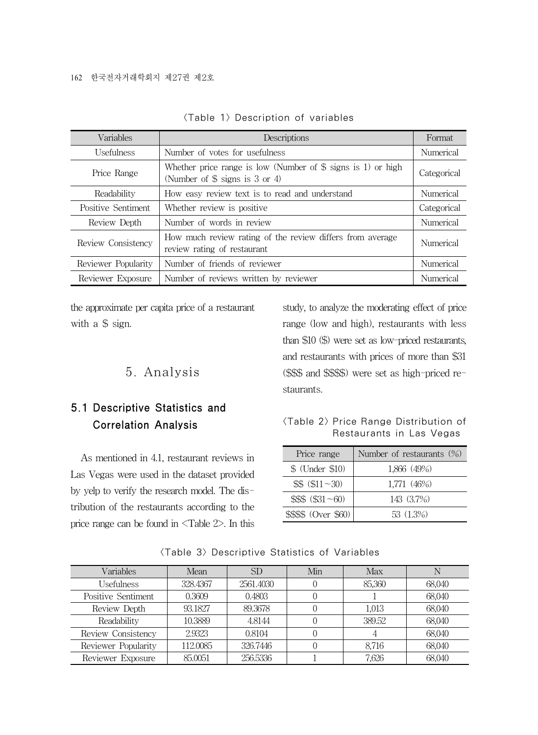〈Table 1〉 Description of variables

| Variables | Descriptions | Format |
|---|---|---|
| Usefulness | Number of votes for usefulness | Numerical |
| Price Range | Whether price range is low (Number of $ signs is 1) or high (Number of $ signs is 3 or 4) | Categorical |
| Readability | How easy review text is to read and understand | Numerical |
| Positive Sentiment | Whether review is positive | Categorical |
| Review Depth | Number of words in review | Numerical |
| Review Consistency | How much review rating of the review differs from average review rating of restaurant | Numerical |
| Reviewer Popularity | Number of friends of reviewer | Numerical |
| Reviewer Exposure | Number of reviews written by reviewer | Numerical |

the approximate per capita price of a restaurant with a $ sign.

# 5. Analysis

## 5.1 Descriptive Statistics and Correlation Analysis

As mentioned in 4.1, restaurant reviews in Las Vegas were used in the dataset provided by yelp to verify the research model. The distribution of the restaurants according to the price range can be found in <Table 2>. In this study, to analyze the moderating effect of price range (low and high), restaurants with less than $10 ($) were set as low-priced restaurants, and restaurants with prices of more than $31 ($$$ and $$$$) were set as high-priced restaurants.

〈Table 2〉 Price Range Distribution of Restaurants in Las Vegas

| Price range | Number of restaurants (%) |
|---|---|
| $ (Under $10) | 1,866 (49%) |
| $$ ($11~30) | 1,771 (46%) |
| $$$ ($31~60) | 143 (3.7%) |
| $$$$ (Over $60) | 53 (1.3%) |

〈Table 3〉 Descriptive Statistics of Variables

| Variables | Mean | SD | Min | Max | N |
|---|---|---|---|---|---|
| Usefulness | 328.4367 | 2561.4030 | 0 | 85,360 | 68,040 |
| Positive Sentiment | 0.3609 | 0.4803 | 0 | 1 | 68,040 |
| Review Depth | 93.1827 | 89.3678 | 0 | 1,013 | 68,040 |
| Readability | 10.3889 | 4.8144 | 0 | 389.52 | 68,040 |
| Review Consistency | 2.9323 | 0.8104 | 0 | 4 | 68,040 |
| Reviewer Popularity | 112.0085 | 326.7446 | 0 | 8,716 | 68,040 |
| Reviewer Exposure | 85.0051 | 256.5336 | 1 | 7,626 | 68,040 |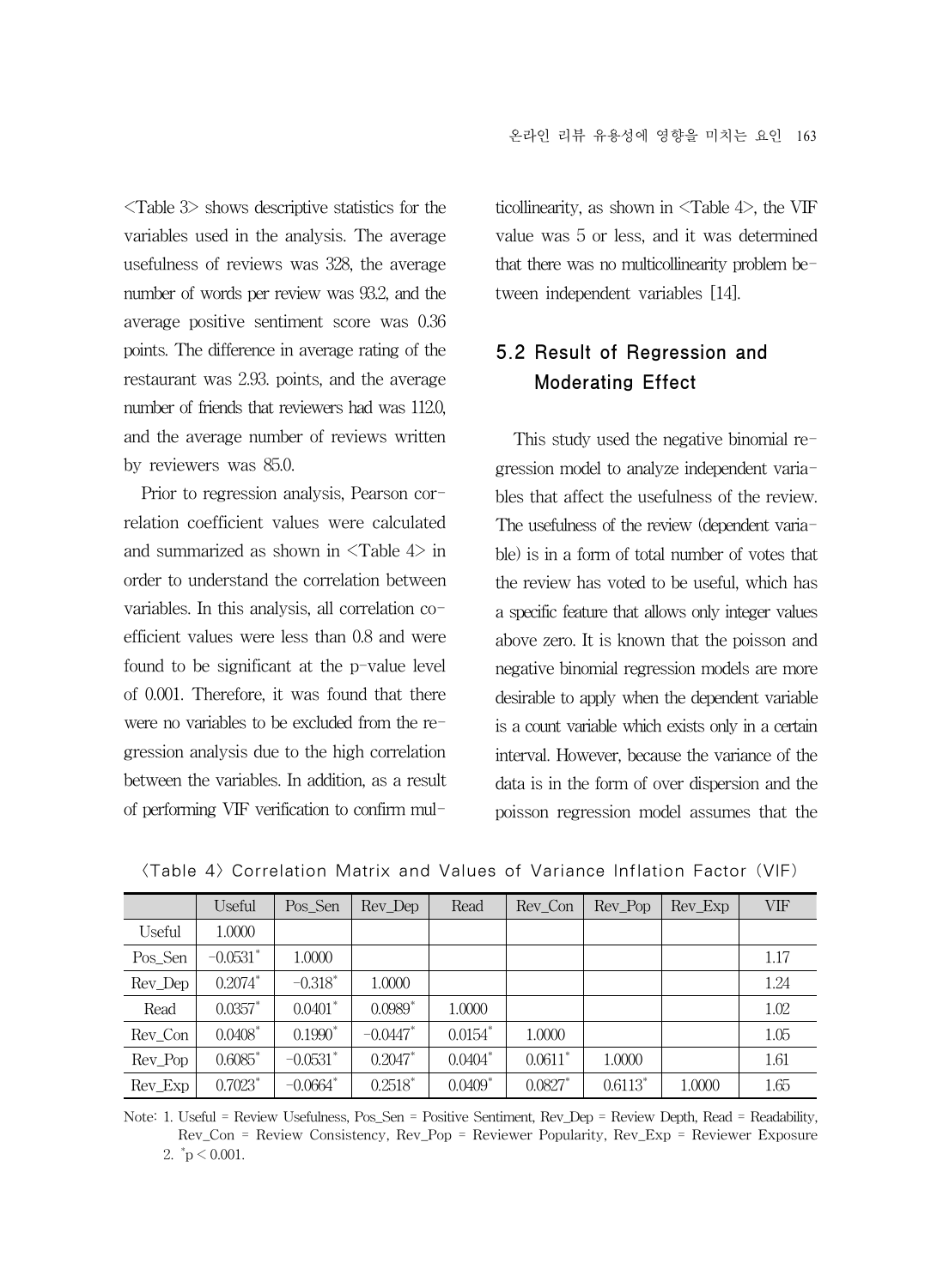<Table 3> shows descriptive statistics for the variables used in the analysis. The average usefulness of reviews was 328, the average number of words per review was 93.2, and the average positive sentiment score was 0.36 points. The difference in average rating of the restaurant was 2.93. points, and the average number of friends that reviewers had was 112.0, and the average number of reviews written by reviewers was 85.0.

Prior to regression analysis, Pearson correlation coefficient values were calculated and summarized as shown in <Table 4> in order to understand the correlation between variables. In this analysis, all correlation coefficient values were less than 0.8 and were found to be significant at the p-value level of 0.001. Therefore, it was found that there were no variables to be excluded from the regression analysis due to the high correlation between the variables. In addition, as a result of performing VIF verification to confirm multicollinearity, as shown in <Table 4>, the VIF value was 5 or less, and it was determined that there was no multicollinearity problem between independent variables [14].

## 5.2 Result of Regression and Moderating Effect

This study used the negative binomial regression model to analyze independent variables that affect the usefulness of the review. The usefulness of the review (dependent variable) is in a form of total number of votes that the review has voted to be useful, which has a specific feature that allows only integer values above zero. It is known that the poisson and negative binomial regression models are more desirable to apply when the dependent variable is a count variable which exists only in a certain interval. However, because the variance of the data is in the form of over dispersion and the poisson regression model assumes that the

<Table 4> Correlation Matrix and Values of Variance Inflation Factor (VIF)

| | Useful | Pos_Sen | Rev_Dep | Read | Rev_Con | Rev_Pop | Rev_Exp | VIF |
|---|---|---|---|---|---|---|---|---|
| Useful | 1.0000 | | | | | | | |
| Pos_Sen | −0.0531* | 1.0000 | | | | | | 1.17 |
| Rev_Dep | 0.2074* | −0.318* | 1.0000 | | | | | 1.24 |
| Read | 0.0357* | 0.0401* | 0.0989* | 1.0000 | | | | 1.02 |
| Rev_Con | 0.0408* | 0.1990* | −0.0447* | 0.0154* | 1.0000 | | | 1.05 |
| Rev_Pop | 0.6085* | −0.0531* | 0.2047* | 0.0404* | 0.0611* | 1.0000 | | 1.61 |
| Rev_Exp | 0.7023* | −0.0664* | 0.2518* | 0.0409* | 0.0827* | 0.6113* | 1.0000 | 1.65 |

Note: 1. Useful = Review Usefulness, Pos_Sen = Positive Sentiment, Rev_Dep = Review Depth, Read = Readability, Rev_Con = Review Consistency, Rev_Pop = Reviewer Popularity, Rev_Exp = Reviewer Exposure
2. *$p < 0.001$.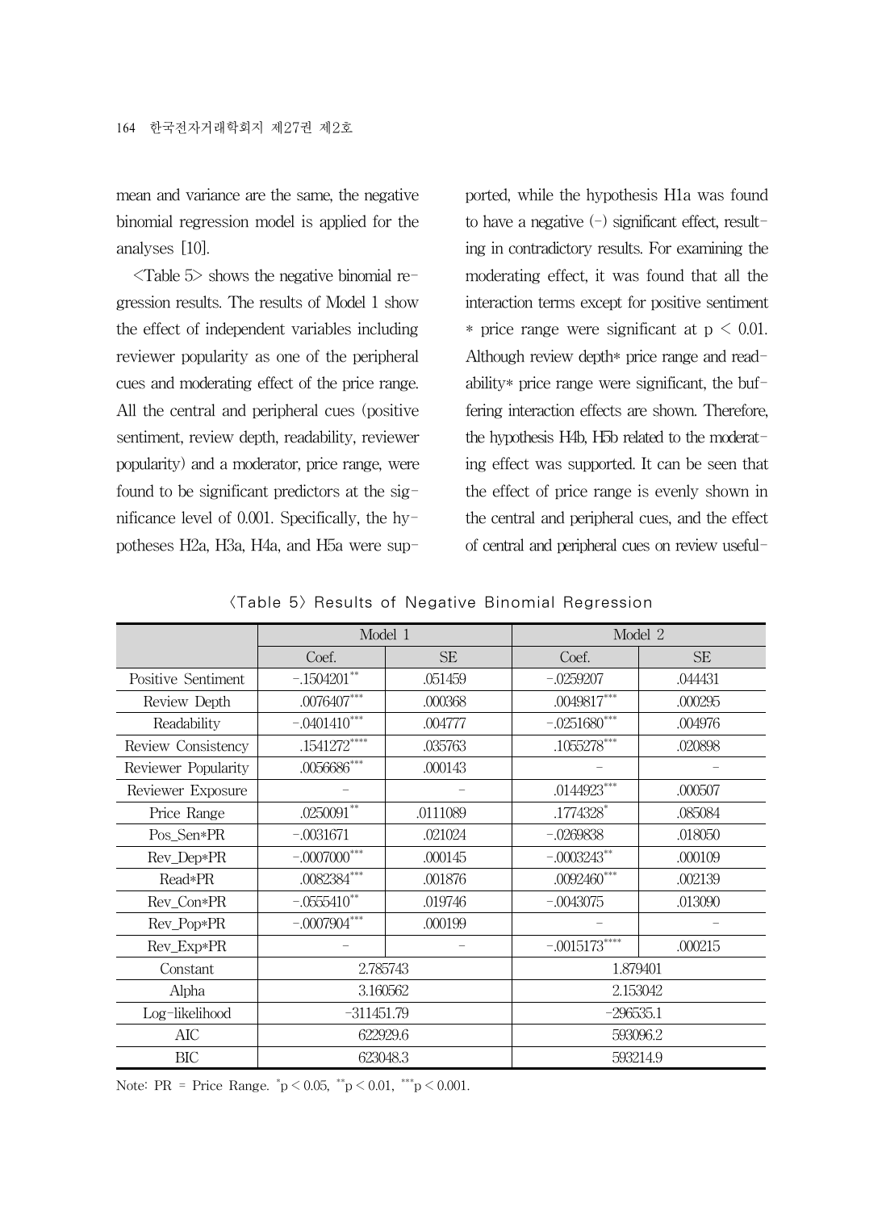mean and variance are the same, the negative binomial regression model is applied for the analyses [10].

<Table 5> shows the negative binomial regression results. The results of Model 1 show the effect of independent variables including reviewer popularity as one of the peripheral cues and moderating effect of the price range. All the central and peripheral cues (positive sentiment, review depth, readability, reviewer popularity) and a moderator, price range, were found to be significant predictors at the significance level of 0.001. Specifically, the hypotheses H2a, H3a, H4a, and H5a were supported, while the hypothesis H1a was found to have a negative (-) significant effect, resulting in contradictory results. For examining the moderating effect, it was found that all the interaction terms except for positive sentiment * price range were significant at $p < 0.01$. Although review depth* price range and readability* price range were significant, the buffering interaction effects are shown. Therefore, the hypothesis H4b, H5b related to the moderating effect was supported. It can be seen that the effect of price range is evenly shown in the central and peripheral cues, and the effect of central and peripheral cues on review useful-

<Table 5> Results of Negative Binomial Regression

| | Model 1 | | Model 2 | |
|---|---|---|---|---|
| | Coef. | SE | Coef. | SE |
| Positive Sentiment | $-.1504201^{**}$ | .051459 | $-.0259207$ | .044431 |
| Review Depth | $.0076407^{***}$ | .000368 | $.0049817^{***}$ | .000295 |
| Readability | $-.0401410^{***}$ | .004777 | $-.0251680^{***}$ | .004976 |
| Review Consistency | $.1541272^{****}$ | .035763 | $.1055278^{***}$ | .020898 |
| Reviewer Popularity | $.0056686^{***}$ | .000143 | - | - |
| Reviewer Exposure | - | - | $.0144923^{***}$ | .000507 |
| Price Range | $.0250091^{**}$ | .0111089 | $.1774328^{*}$ | .085084 |
| Pos_Sen*PR | $-.0031671$ | .021024 | $-.0269838$ | .018050 |
| Rev_Dep*PR | $-.0007000^{***}$ | .000145 | $-.0003243^{**}$ | .000109 |
| Read*PR | $.0082384^{***}$ | .001876 | $.0092460^{***}$ | .002139 |
| Rev_Con*PR | $-.0555410^{**}$ | .019746 | $-.0043075$ | .013090 |
| Rev_Pop*PR | $-.0007904^{***}$ | .000199 | - | - |
| Rev_Exp*PR | - | - | $-.0015173^{****}$ | .000215 |
| Constant | 2.785743 | | 1.879401 | |
| Alpha | 3.160562 | | 2.153042 | |
| Log-likelihood | -311451.79 | | -296535.1 | |
| AIC | 622929.6 | | 593096.2 | |
| BIC | 623048.3 | | 593214.9 | |

Note: PR = Price Range. $^{*}p < 0.05$, $^{**}p < 0.01$, $^{***}p < 0.001$.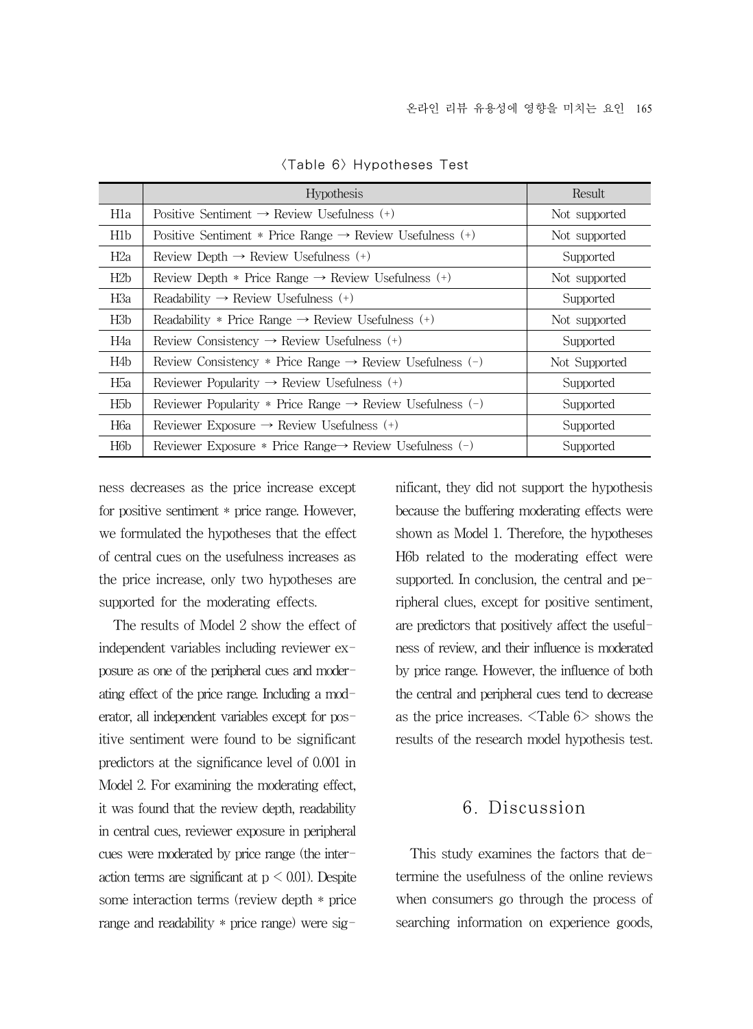〈Table 6〉 Hypotheses Test

| | Hypothesis | Result |
|---|---|---|
| H1a | Positive Sentiment → Review Usefulness (+) | Not supported |
| H1b | Positive Sentiment * Price Range → Review Usefulness (+) | Not supported |
| H2a | Review Depth → Review Usefulness (+) | Supported |
| H2b | Review Depth * Price Range → Review Usefulness (+) | Not supported |
| H3a | Readability → Review Usefulness (+) | Supported |
| H3b | Readability * Price Range → Review Usefulness (+) | Not supported |
| H4a | Review Consistency → Review Usefulness (+) | Supported |
| H4b | Review Consistency * Price Range → Review Usefulness (-) | Not Supported |
| H5a | Reviewer Popularity → Review Usefulness (+) | Supported |
| H5b | Reviewer Popularity * Price Range → Review Usefulness (-) | Supported |
| H6a | Reviewer Exposure → Review Usefulness (+) | Supported |
| H6b | Reviewer Exposure * Price Range→ Review Usefulness (-) | Supported |

ness decreases as the price increase except for positive sentiment * price range. However, we formulated the hypotheses that the effect of central cues on the usefulness increases as the price increase, only two hypotheses are supported for the moderating effects.

The results of Model 2 show the effect of independent variables including reviewer exposure as one of the peripheral cues and moderating effect of the price range. Including a moderator, all independent variables except for positive sentiment were found to be significant predictors at the significance level of 0.001 in Model 2. For examining the moderating effect, it was found that the review depth, readability in central cues, reviewer exposure in peripheral cues were moderated by price range (the interaction terms are significant at $p < 0.01$). Despite some interaction terms (review depth * price range and readability * price range) were significant, they did not support the hypothesis because the buffering moderating effects were shown as Model 1. Therefore, the hypotheses H6b related to the moderating effect were supported. In conclusion, the central and peripheral clues, except for positive sentiment, are predictors that positively affect the usefulness of review, and their influence is moderated by price range. However, the influence of both the central and peripheral cues tend to decrease as the price increases. <Table 6> shows the results of the research model hypothesis test.

## 6. Discussion

This study examines the factors that determine the usefulness of the online reviews when consumers go through the process of searching information on experience goods,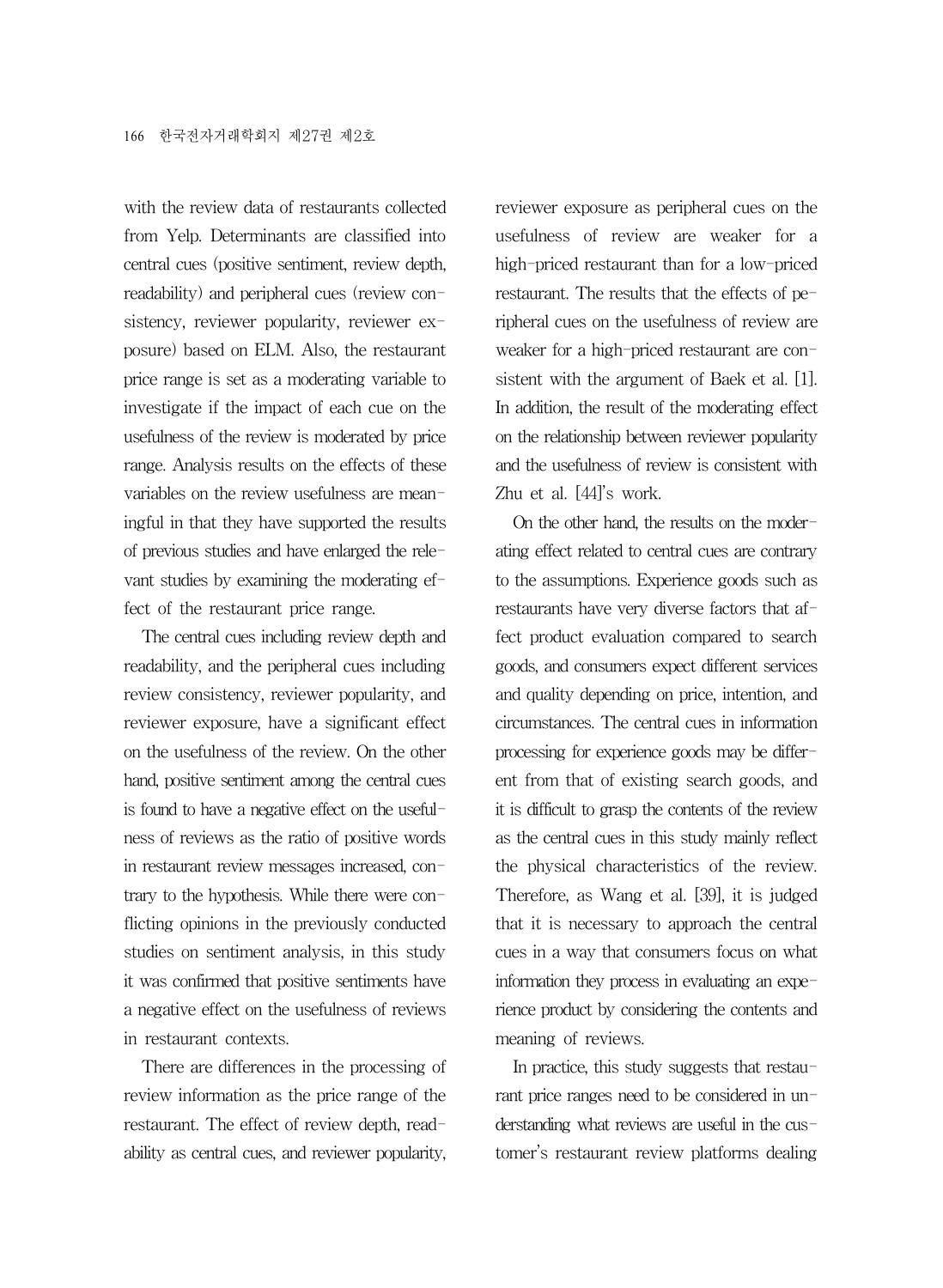with the review data of restaurants collected from Yelp. Determinants are classified into central cues (positive sentiment, review depth, readability) and peripheral cues (review consistency, reviewer popularity, reviewer exposure) based on ELM. Also, the restaurant price range is set as a moderating variable to investigate if the impact of each cue on the usefulness of the review is moderated by price range. Analysis results on the effects of these variables on the review usefulness are meaningful in that they have supported the results of previous studies and have enlarged the relevant studies by examining the moderating effect of the restaurant price range.

The central cues including review depth and readability, and the peripheral cues including review consistency, reviewer popularity, and reviewer exposure, have a significant effect on the usefulness of the review. On the other hand, positive sentiment among the central cues is found to have a negative effect on the usefulness of reviews as the ratio of positive words in restaurant review messages increased, contrary to the hypothesis. While there were conflicting opinions in the previously conducted studies on sentiment analysis, in this study it was confirmed that positive sentiments have a negative effect on the usefulness of reviews in restaurant contexts.

There are differences in the processing of review information as the price range of the restaurant. The effect of review depth, readability as central cues, and reviewer popularity, reviewer exposure as peripheral cues on the usefulness of review are weaker for a high-priced restaurant than for a low-priced restaurant. The results that the effects of peripheral cues on the usefulness of review are weaker for a high-priced restaurant are consistent with the argument of Baek et al. [1]. In addition, the result of the moderating effect on the relationship between reviewer popularity and the usefulness of review is consistent with Zhu et al. [44]'s work.

On the other hand, the results on the moderating effect related to central cues are contrary to the assumptions. Experience goods such as restaurants have very diverse factors that affect product evaluation compared to search goods, and consumers expect different services and quality depending on price, intention, and circumstances. The central cues in information processing for experience goods may be different from that of existing search goods, and it is difficult to grasp the contents of the review as the central cues in this study mainly reflect the physical characteristics of the review. Therefore, as Wang et al. [39], it is judged that it is necessary to approach the central cues in a way that consumers focus on what information they process in evaluating an experience product by considering the contents and meaning of reviews.

In practice, this study suggests that restaurant price ranges need to be considered in understanding what reviews are useful in the customer's restaurant review platforms dealing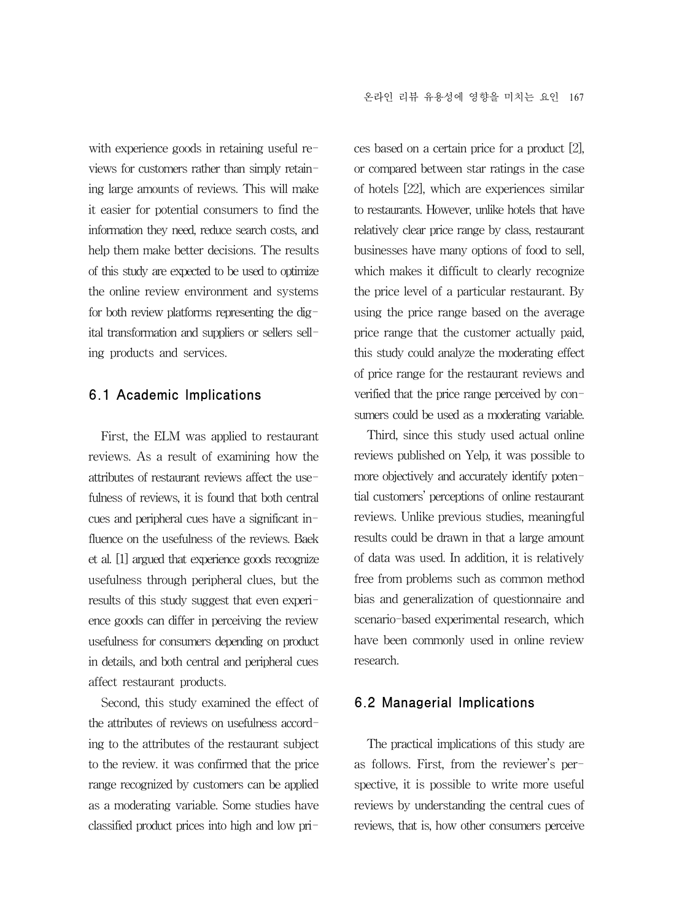with experience goods in retaining useful reviews for customers rather than simply retaining large amounts of reviews. This will make it easier for potential consumers to find the information they need, reduce search costs, and help them make better decisions. The results of this study are expected to be used to optimize the online review environment and systems for both review platforms representing the digital transformation and suppliers or sellers selling products and services.

## 6.1 Academic Implications

First, the ELM was applied to restaurant reviews. As a result of examining how the attributes of restaurant reviews affect the usefulness of reviews, it is found that both central cues and peripheral cues have a significant influence on the usefulness of the reviews. Baek et al. [1] argued that experience goods recognize usefulness through peripheral clues, but the results of this study suggest that even experience goods can differ in perceiving the review usefulness for consumers depending on product in details, and both central and peripheral cues affect restaurant products.

Second, this study examined the effect of the attributes of reviews on usefulness according to the attributes of the restaurant subject to the review. it was confirmed that the price range recognized by customers can be applied as a moderating variable. Some studies have classified product prices into high and low prices based on a certain price for a product [2], or compared between star ratings in the case of hotels [22], which are experiences similar to restaurants. However, unlike hotels that have relatively clear price range by class, restaurant businesses have many options of food to sell, which makes it difficult to clearly recognize the price level of a particular restaurant. By using the price range based on the average price range that the customer actually paid, this study could analyze the moderating effect of price range for the restaurant reviews and verified that the price range perceived by consumers could be used as a moderating variable.

Third, since this study used actual online reviews published on Yelp, it was possible to more objectively and accurately identify potential customers' perceptions of online restaurant reviews. Unlike previous studies, meaningful results could be drawn in that a large amount of data was used. In addition, it is relatively free from problems such as common method bias and generalization of questionnaire and scenario-based experimental research, which have been commonly used in online review research.

## 6.2 Managerial Implications

The practical implications of this study are as follows. First, from the reviewer's perspective, it is possible to write more useful reviews by understanding the central cues of reviews, that is, how other consumers perceive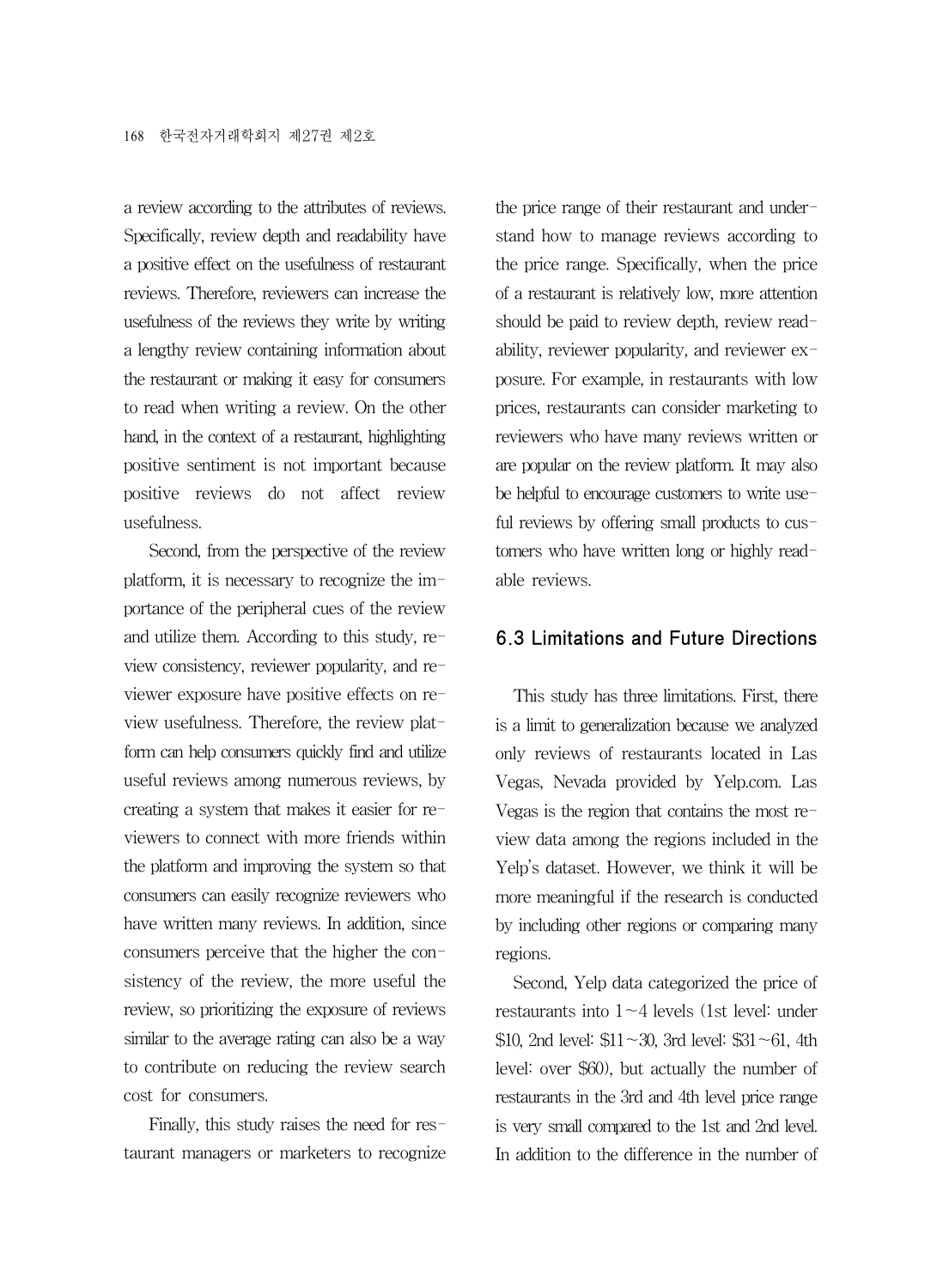a review according to the attributes of reviews. Specifically, review depth and readability have a positive effect on the usefulness of restaurant reviews. Therefore, reviewers can increase the usefulness of the reviews they write by writing a lengthy review containing information about the restaurant or making it easy for consumers to read when writing a review. On the other hand, in the context of a restaurant, highlighting positive sentiment is not important because positive reviews do not affect review usefulness.

Second, from the perspective of the review platform, it is necessary to recognize the importance of the peripheral cues of the review and utilize them. According to this study, review consistency, reviewer popularity, and reviewer exposure have positive effects on review usefulness. Therefore, the review platform can help consumers quickly find and utilize useful reviews among numerous reviews, by creating a system that makes it easier for reviewers to connect with more friends within the platform and improving the system so that consumers can easily recognize reviewers who have written many reviews. In addition, since consumers perceive that the higher the consistency of the review, the more useful the review, so prioritizing the exposure of reviews similar to the average rating can also be a way to contribute on reducing the review search cost for consumers.

Finally, this study raises the need for restaurant managers or marketers to recognize the price range of their restaurant and understand how to manage reviews according to the price range. Specifically, when the price of a restaurant is relatively low, more attention should be paid to review depth, review readability, reviewer popularity, and reviewer exposure. For example, in restaurants with low prices, restaurants can consider marketing to reviewers who have many reviews written or are popular on the review platform. It may also be helpful to encourage customers to write useful reviews by offering small products to customers who have written long or highly readable reviews.

### 6.3 Limitations and Future Directions

This study has three limitations. First, there is a limit to generalization because we analyzed only reviews of restaurants located in Las Vegas, Nevada provided by Yelp.com. Las Vegas is the region that contains the most review data among the regions included in the Yelp's dataset. However, we think it will be more meaningful if the research is conducted by including other regions or comparing many regions.

Second, Yelp data categorized the price of restaurants into 1~4 levels (1st level: under \$10, 2nd level: \$11~30, 3rd level: \$31~61, 4th level: over \$60), but actually the number of restaurants in the 3rd and 4th level price range is very small compared to the 1st and 2nd level. In addition to the difference in the number of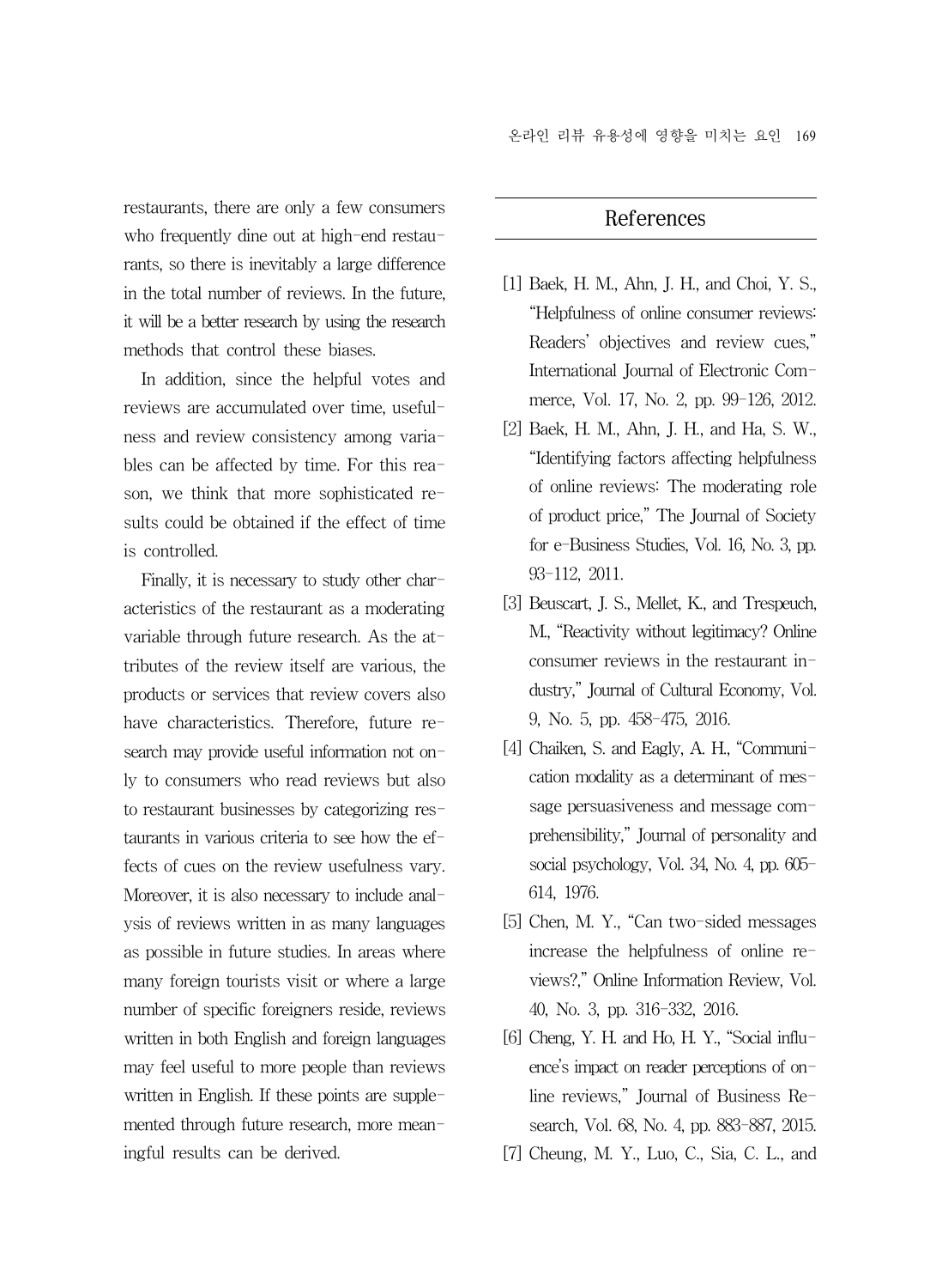restaurants, there are only a few consumers who frequently dine out at high-end restaurants, so there is inevitably a large difference in the total number of reviews. In the future, it will be a better research by using the research methods that control these biases.

In addition, since the helpful votes and reviews are accumulated over time, usefulness and review consistency among variables can be affected by time. For this reason, we think that more sophisticated results could be obtained if the effect of time is controlled.

Finally, it is necessary to study other characteristics of the restaurant as a moderating variable through future research. As the attributes of the review itself are various, the products or services that review covers also have characteristics. Therefore, future research may provide useful information not only to consumers who read reviews but also to restaurant businesses by categorizing restaurants in various criteria to see how the effects of cues on the review usefulness vary. Moreover, it is also necessary to include analysis of reviews written in as many languages as possible in future studies. In areas where many foreign tourists visit or where a large number of specific foreigners reside, reviews written in both English and foreign languages may feel useful to more people than reviews written in English. If these points are supplemented through future research, more meaningful results can be derived.

## References

[1] Baek, H. M., Ahn, J. H., and Choi, Y. S., "Helpfulness of online consumer reviews: Readers' objectives and review cues," International Journal of Electronic Commerce, Vol. 17, No. 2, pp. 99-126, 2012.

[2] Baek, H. M., Ahn, J. H., and Ha, S. W., "Identifying factors affecting helpfulness of online reviews: The moderating role of product price," The Journal of Society for e-Business Studies, Vol. 16, No. 3, pp. 93-112, 2011.

[3] Beuscart, J. S., Mellet, K., and Trespeuch, M., "Reactivity without legitimacy? Online consumer reviews in the restaurant industry," Journal of Cultural Economy, Vol. 9, No. 5, pp. 458-475, 2016.

[4] Chaiken, S. and Eagly, A. H., "Communication modality as a determinant of message persuasiveness and message comprehensibility," Journal of personality and social psychology, Vol. 34, No. 4, pp. 605-614, 1976.

[5] Chen, M. Y., "Can two-sided messages increase the helpfulness of online reviews?," Online Information Review, Vol. 40, No. 3, pp. 316-332, 2016.

[6] Cheng, Y. H. and Ho, H. Y., "Social influence's impact on reader perceptions of online reviews," Journal of Business Research, Vol. 68, No. 4, pp. 883-887, 2015.

[7] Cheung, M. Y., Luo, C., Sia, C. L., and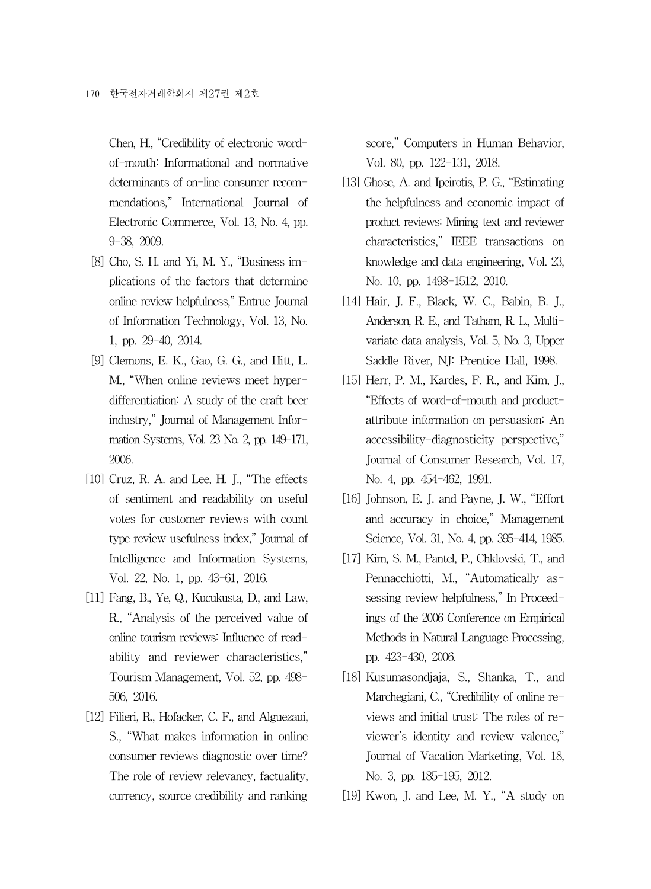Chen, H., "Credibility of electronic word-of-mouth: Informational and normative determinants of on-line consumer recommendations," International Journal of Electronic Commerce, Vol. 13, No. 4, pp. 9-38, 2009.

[8] Cho, S. H. and Yi, M. Y., "Business implications of the factors that determine online review helpfulness," Entrue Journal of Information Technology, Vol. 13, No. 1, pp. 29-40, 2014.

[9] Clemons, E. K., Gao, G. G., and Hitt, L. M., "When online reviews meet hyperdifferentiation: A study of the craft beer industry," Journal of Management Information Systems, Vol. 23 No. 2, pp. 149-171, 2006.

[10] Cruz, R. A. and Lee, H. J., "The effects of sentiment and readability on useful votes for customer reviews with count type review usefulness index," Journal of Intelligence and Information Systems, Vol. 22, No. 1, pp. 43-61, 2016.

[11] Fang, B., Ye, Q., Kucukusta, D., and Law, R., "Analysis of the perceived value of online tourism reviews: Influence of readability and reviewer characteristics," Tourism Management, Vol. 52, pp. 498-506, 2016.

[12] Filieri, R., Hofacker, C. F., and Alguezaui, S., "What makes information in online consumer reviews diagnostic over time? The role of review relevancy, factuality, currency, source credibility and ranking score," Computers in Human Behavior, Vol. 80, pp. 122-131, 2018.

[13] Ghose, A. and Ipeirotis, P. G., "Estimating the helpfulness and economic impact of product reviews: Mining text and reviewer characteristics," IEEE transactions on knowledge and data engineering, Vol. 23, No. 10, pp. 1498-1512, 2010.

[14] Hair, J. F., Black, W. C., Babin, B. J., Anderson, R. E., and Tatham, R. L., Multivariate data analysis, Vol. 5, No. 3, Upper Saddle River, NJ: Prentice Hall, 1998.

[15] Herr, P. M., Kardes, F. R., and Kim, J., "Effects of word-of-mouth and product-attribute information on persuasion: An accessibility-diagnosticity perspective," Journal of Consumer Research, Vol. 17, No. 4, pp. 454-462, 1991.

[16] Johnson, E. J. and Payne, J. W., "Effort and accuracy in choice," Management Science, Vol. 31, No. 4, pp. 395-414, 1985.

[17] Kim, S. M., Pantel, P., Chklovski, T., and Pennacchiotti, M., "Automatically assessing review helpfulness," In Proceedings of the 2006 Conference on Empirical Methods in Natural Language Processing, pp. 423-430, 2006.

[18] Kusumasondjaja, S., Shanka, T., and Marchegiani, C., "Credibility of online reviews and initial trust: The roles of reviewer's identity and review valence," Journal of Vacation Marketing, Vol. 18, No. 3, pp. 185-195, 2012.

[19] Kwon, J. and Lee, M. Y., "A study on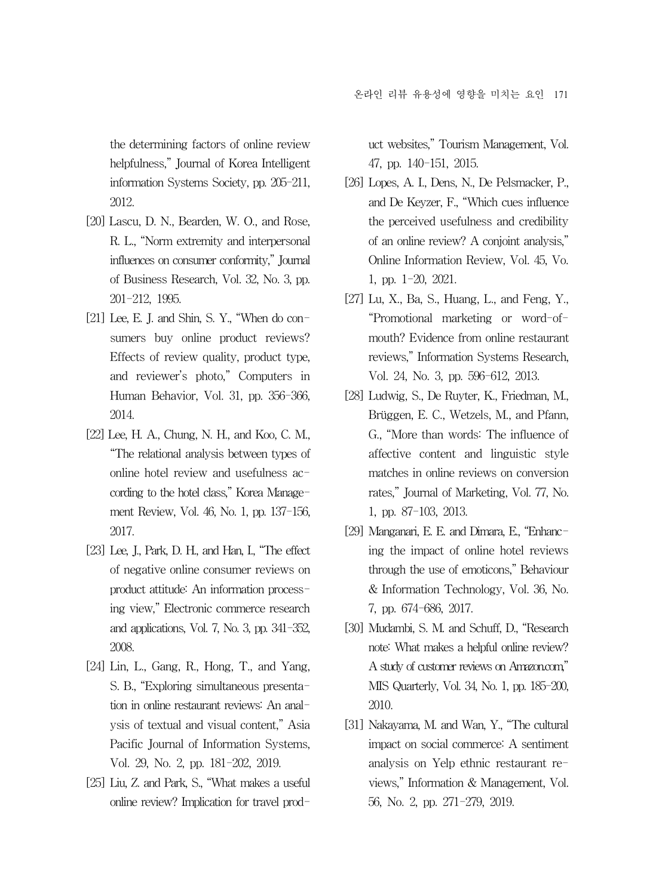the determining factors of online review helpfulness," Journal of Korea Intelligent information Systems Society, pp. 205-211, 2012.

[20] Lascu, D. N., Bearden, W. O., and Rose, R. L., "Norm extremity and interpersonal influences on consumer conformity," Journal of Business Research, Vol. 32, No. 3, pp. 201-212, 1995.

[21] Lee, E. J. and Shin, S. Y., "When do consumers buy online product reviews? Effects of review quality, product type, and reviewer's photo," Computers in Human Behavior, Vol. 31, pp. 356-366, 2014.

[22] Lee, H. A., Chung, N. H., and Koo, C. M., "The relational analysis between types of online hotel review and usefulness according to the hotel class," Korea Management Review, Vol. 46, No. 1, pp. 137-156, 2017.

[23] Lee, J., Park, D. H., and Han, I., "The effect of negative online consumer reviews on product attitude: An information processing view," Electronic commerce research and applications, Vol. 7, No. 3, pp. 341-352, 2008.

[24] Lin, L., Gang, R., Hong, T., and Yang, S. B., "Exploring simultaneous presentation in online restaurant reviews: An analysis of textual and visual content," Asia Pacific Journal of Information Systems, Vol. 29, No. 2, pp. 181-202, 2019.

[25] Liu, Z. and Park, S., "What makes a useful online review? Implication for travel product websites," Tourism Management, Vol. 47, pp. 140-151, 2015.

[26] Lopes, A. I., Dens, N., De Pelsmacker, P., and De Keyzer, F., "Which cues influence the perceived usefulness and credibility of an online review? A conjoint analysis," Online Information Review, Vol. 45, Vo. 1, pp. 1-20, 2021.

[27] Lu, X., Ba, S., Huang, L., and Feng, Y., "Promotional marketing or word-of-mouth? Evidence from online restaurant reviews," Information Systems Research, Vol. 24, No. 3, pp. 596-612, 2013.

[28] Ludwig, S., De Ruyter, K., Friedman, M., Brüggen, E. C., Wetzels, M., and Pfann, G., "More than words: The influence of affective content and linguistic style matches in online reviews on conversion rates," Journal of Marketing, Vol. 77, No. 1, pp. 87-103, 2013.

[29] Manganari, E. E. and Dimara, E., "Enhancing the impact of online hotel reviews through the use of emoticons," Behaviour & Information Technology, Vol. 36, No. 7, pp. 674-686, 2017.

[30] Mudambi, S. M. and Schuff, D., "Research note: What makes a helpful online review? A study of customer reviews on Amazon.com," MIS Quarterly, Vol. 34, No. 1, pp. 185-200, 2010.

[31] Nakayama, M. and Wan, Y., "The cultural impact on social commerce: A sentiment analysis on Yelp ethnic restaurant reviews," Information & Management, Vol. 56, No. 2, pp. 271-279, 2019.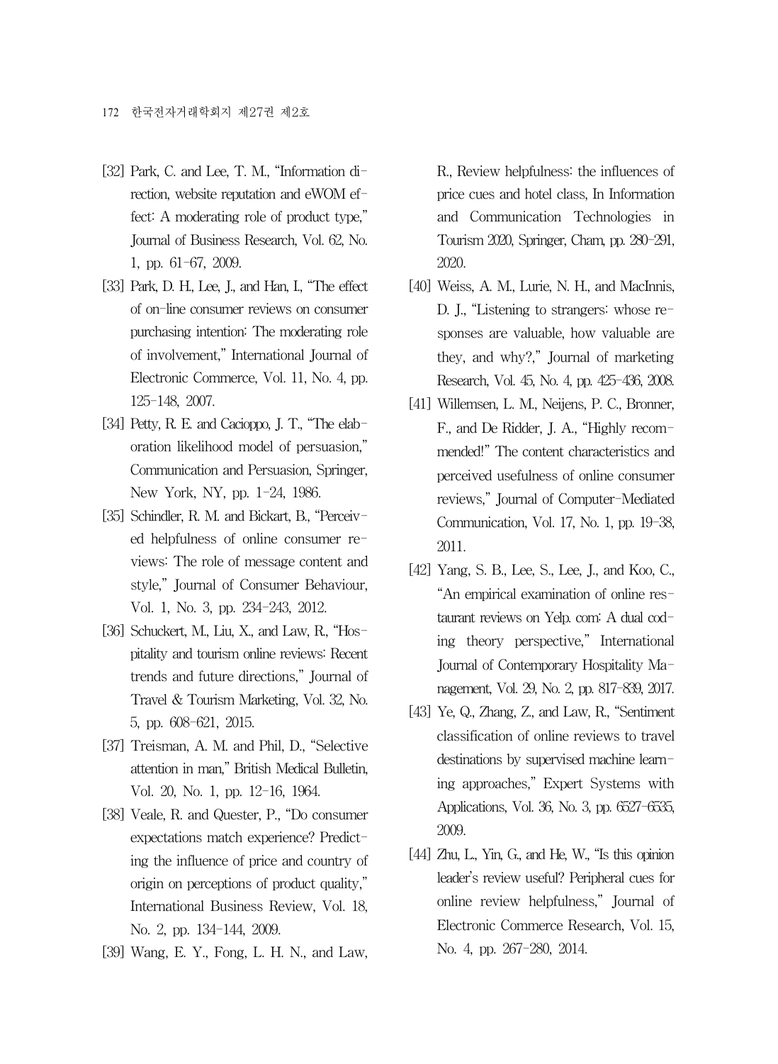[32] Park, C. and Lee, T. M., "Information direction, website reputation and eWOM effect: A moderating role of product type," Journal of Business Research, Vol. 62, No. 1, pp. 61-67, 2009.

[33] Park, D. H., Lee, J., and Han, I., "The effect of on-line consumer reviews on consumer purchasing intention: The moderating role of involvement," International Journal of Electronic Commerce, Vol. 11, No. 4, pp. 125-148, 2007.

[34] Petty, R. E. and Cacioppo, J. T., "The elaboration likelihood model of persuasion," Communication and Persuasion, Springer, New York, NY, pp. 1-24, 1986.

[35] Schindler, R. M. and Bickart, B., "Perceived helpfulness of online consumer reviews: The role of message content and style," Journal of Consumer Behaviour, Vol. 1, No. 3, pp. 234-243, 2012.

[36] Schuckert, M., Liu, X., and Law, R., "Hospitality and tourism online reviews: Recent trends and future directions," Journal of Travel & Tourism Marketing, Vol. 32, No. 5, pp. 608-621, 2015.

[37] Treisman, A. M. and Phil, D., "Selective attention in man," British Medical Bulletin, Vol. 20, No. 1, pp. 12-16, 1964.

[38] Veale, R. and Quester, P., "Do consumer expectations match experience? Predicting the influence of price and country of origin on perceptions of product quality," International Business Review, Vol. 18, No. 2, pp. 134-144, 2009.

[39] Wang, E. Y., Fong, L. H. N., and Law, R., Review helpfulness: the influences of price cues and hotel class, In Information and Communication Technologies in Tourism 2020, Springer, Cham, pp. 280-291, 2020.

[40] Weiss, A. M., Lurie, N. H., and MacInnis, D. J., "Listening to strangers: whose responses are valuable, how valuable are they, and why?," Journal of marketing Research, Vol. 45, No. 4, pp. 425-436, 2008.

[41] Willemsen, L. M., Neijens, P. C., Bronner, F., and De Ridder, J. A., "Highly recommended!" The content characteristics and perceived usefulness of online consumer reviews," Journal of Computer-Mediated Communication, Vol. 17, No. 1, pp. 19-38, 2011.

[42] Yang, S. B., Lee, S., Lee, J., and Koo, C., "An empirical examination of online restaurant reviews on Yelp. com: A dual coding theory perspective," International Journal of Contemporary Hospitality Management, Vol. 29, No. 2, pp. 817-839, 2017.

[43] Ye, Q., Zhang, Z., and Law, R., "Sentiment classification of online reviews to travel destinations by supervised machine learning approaches," Expert Systems with Applications, Vol. 36, No. 3, pp. 6527-6535, 2009.

[44] Zhu, L., Yin, G., and He, W., "Is this opinion leader's review useful? Peripheral cues for online review helpfulness," Journal of Electronic Commerce Research, Vol. 15, No. 4, pp. 267-280, 2014.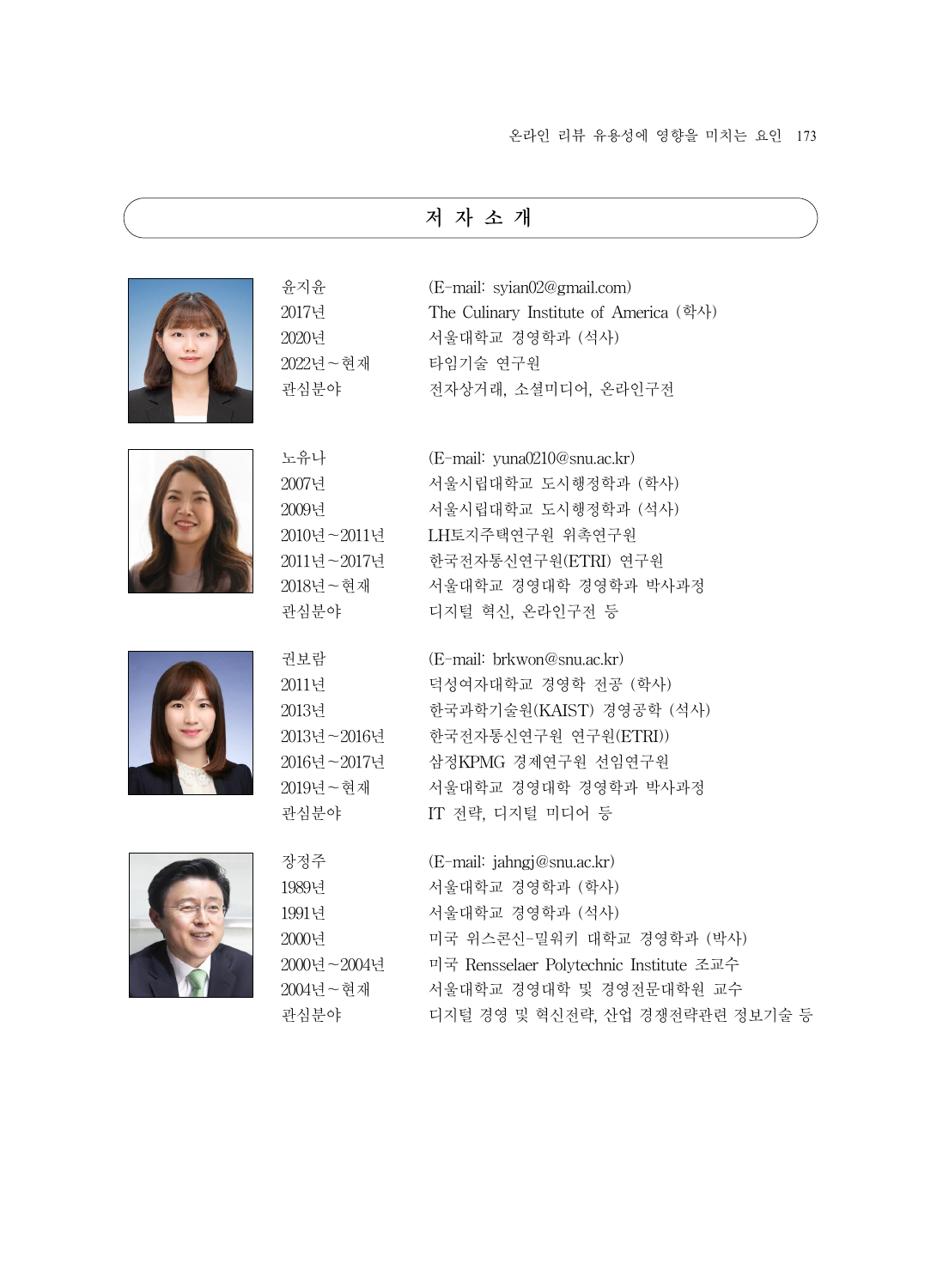## 저 자 소 개

윤지윤 (E-mail: syian02@gmail.com)
2017년 The Culinary Institute of America (학사)
2020년 서울대학교 경영학과 (석사)
2022년~현재 타임기술 연구원
관심분야 전자상거래, 소셜미디어, 온라인구전

노유나 (E-mail: yuna0210@snu.ac.kr)
2007년 서울시립대학교 도시행정학과 (학사)
2009년 서울시립대학교 도시행정학과 (석사)
2010년~2011년 LH토지주택연구원 위촉연구원
2011년~2017년 한국전자통신연구원(ETRI) 연구원
2018년~현재 서울대학교 경영대학 경영학과 박사과정
관심분야 디지털 혁신, 온라인구전 등

권보람 (E-mail: brkwon@snu.ac.kr)
2011년 덕성여자대학교 경영학 전공 (학사)
2013년 한국과학기술원(KAIST) 경영공학 (석사)
2013년~2016년 한국전자통신연구원 연구원(ETRI))
2016년~2017년 삼정KPMG 경제연구원 선임연구원
2019년~현재 서울대학교 경영대학 경영학과 박사과정
관심분야 IT 전략, 디지털 미디어 등

장정주 (E-mail: jahngj@snu.ac.kr)
1989년 서울대학교 경영학과 (학사)
1991년 서울대학교 경영학과 (석사)
2000년 미국 위스콘신-밀워키 대학교 경영학과 (박사)
2000년~2004년 미국 Rensselaer Polytechnic Institute 조교수
2004년~현재 서울대학교 경영대학 및 경영전문대학원 교수
관심분야 디지털 경영 및 혁신전략, 산업 경쟁전략관련 정보기술 등